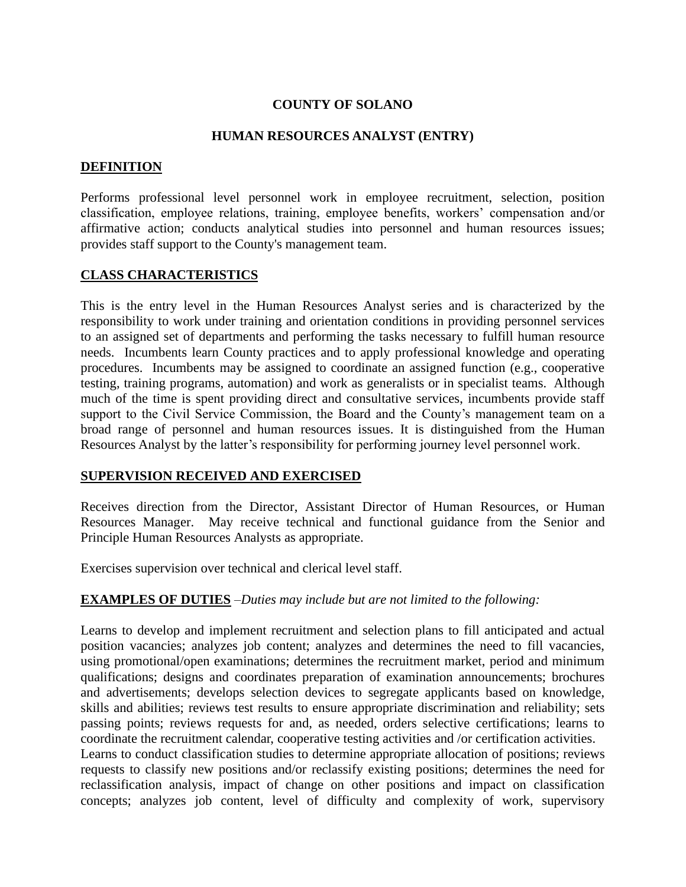**COUNTY OF SOLANO**

**HUMAN RESOURCES ANALYST (ENTRY)**

## DEFINITION

Performs professional level personnel work in employee recruitment, selection, position classification, employee relations, training, employee benefits, workers' compensation and/or affirmative action; conducts analytical studies into personnel and human resources issues; provides staff support to the County's management team.

## CLASS CHARACTERISTICS

This is the entry level in the Human Resources Analyst series and is characterized by the responsibility to work under training and orientation conditions in providing personnel services to an assigned set of departments and performing the tasks necessary to fulfill human resource needs. Incumbents learn County practices and to apply professional knowledge and operating procedures. Incumbents may be assigned to coordinate an assigned function (e.g., cooperative testing, training programs, automation) and work as generalists or in specialist teams. Although much of the time is spent providing direct and consultative services, incumbents provide staff support to the Civil Service Commission, the Board and the County's management team on a broad range of personnel and human resources issues. It is distinguished from the Human Resources Analyst by the latter's responsibility for performing journey level personnel work.

## SUPERVISION RECEIVED AND EXERCISED

Receives direction from the Director, Assistant Director of Human Resources, or Human Resources Manager. May receive technical and functional guidance from the Senior and Principle Human Resources Analysts as appropriate.

Exercises supervision over technical and clerical level staff.

## EXAMPLES OF DUTIES –*Duties may include but are not limited to the following:*

Learns to develop and implement recruitment and selection plans to fill anticipated and actual position vacancies; analyzes job content; analyzes and determines the need to fill vacancies, using promotional/open examinations; determines the recruitment market, period and minimum qualifications; designs and coordinates preparation of examination announcements; brochures and advertisements; develops selection devices to segregate applicants based on knowledge, skills and abilities; reviews test results to ensure appropriate discrimination and reliability; sets passing points; reviews requests for and, as needed, orders selective certifications; learns to coordinate the recruitment calendar, cooperative testing activities and /or certification activities.

Learns to conduct classification studies to determine appropriate allocation of positions; reviews requests to classify new positions and/or reclassify existing positions; determines the need for reclassification analysis, impact of change on other positions and impact on classification concepts; analyzes job content, level of difficulty and complexity of work, supervisory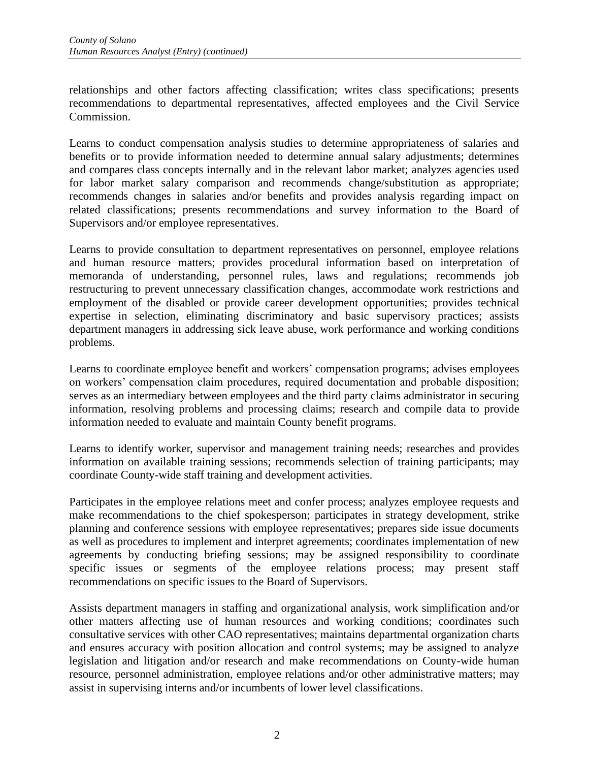relationships and other factors affecting classification; writes class specifications; presents recommendations to departmental representatives, affected employees and the Civil Service Commission.

Learns to conduct compensation analysis studies to determine appropriateness of salaries and benefits or to provide information needed to determine annual salary adjustments; determines and compares class concepts internally and in the relevant labor market; analyzes agencies used for labor market salary comparison and recommends change/substitution as appropriate; recommends changes in salaries and/or benefits and provides analysis regarding impact on related classifications; presents recommendations and survey information to the Board of Supervisors and/or employee representatives.

Learns to provide consultation to department representatives on personnel, employee relations and human resource matters; provides procedural information based on interpretation of memoranda of understanding, personnel rules, laws and regulations; recommends job restructuring to prevent unnecessary classification changes, accommodate work restrictions and employment of the disabled or provide career development opportunities; provides technical expertise in selection, eliminating discriminatory and basic supervisory practices; assists department managers in addressing sick leave abuse, work performance and working conditions problems.

Learns to coordinate employee benefit and workers' compensation programs; advises employees on workers' compensation claim procedures, required documentation and probable disposition; serves as an intermediary between employees and the third party claims administrator in securing information, resolving problems and processing claims; research and compile data to provide information needed to evaluate and maintain County benefit programs.

Learns to identify worker, supervisor and management training needs; researches and provides information on available training sessions; recommends selection of training participants; may coordinate County-wide staff training and development activities.

Participates in the employee relations meet and confer process; analyzes employee requests and make recommendations to the chief spokesperson; participates in strategy development, strike planning and conference sessions with employee representatives; prepares side issue documents as well as procedures to implement and interpret agreements; coordinates implementation of new agreements by conducting briefing sessions; may be assigned responsibility to coordinate specific issues or segments of the employee relations process; may present staff recommendations on specific issues to the Board of Supervisors.

Assists department managers in staffing and organizational analysis, work simplification and/or other matters affecting use of human resources and working conditions; coordinates such consultative services with other CAO representatives; maintains departmental organization charts and ensures accuracy with position allocation and control systems; may be assigned to analyze legislation and litigation and/or research and make recommendations on County-wide human resource, personnel administration, employee relations and/or other administrative matters; may assist in supervising interns and/or incumbents of lower level classifications.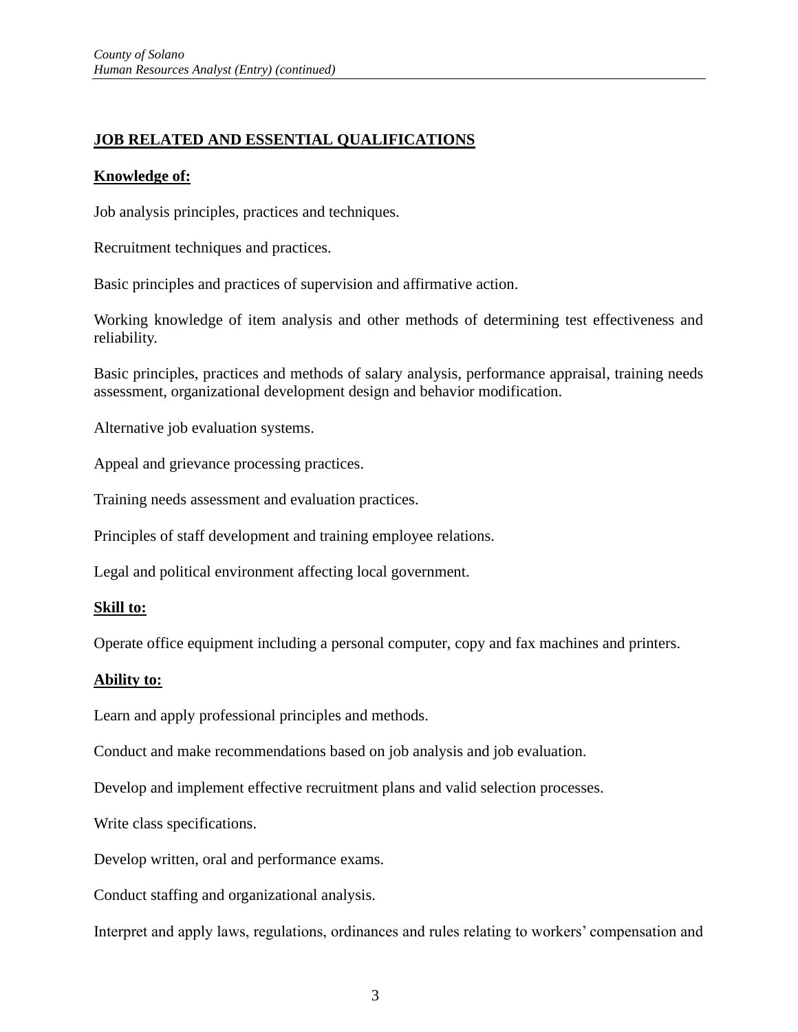## **JOB RELATED AND ESSENTIAL QUALIFICATIONS**

### **Knowledge of:**

Job analysis principles, practices and techniques.

Recruitment techniques and practices.

Basic principles and practices of supervision and affirmative action.

Working knowledge of item analysis and other methods of determining test effectiveness and reliability.

Basic principles, practices and methods of salary analysis, performance appraisal, training needs assessment, organizational development design and behavior modification.

Alternative job evaluation systems.

Appeal and grievance processing practices.

Training needs assessment and evaluation practices.

Principles of staff development and training employee relations.

Legal and political environment affecting local government.

### **Skill to:**

Operate office equipment including a personal computer, copy and fax machines and printers.

### **Ability to:**

Learn and apply professional principles and methods.

Conduct and make recommendations based on job analysis and job evaluation.

Develop and implement effective recruitment plans and valid selection processes.

Write class specifications.

Develop written, oral and performance exams.

Conduct staffing and organizational analysis.

Interpret and apply laws, regulations, ordinances and rules relating to workers' compensation and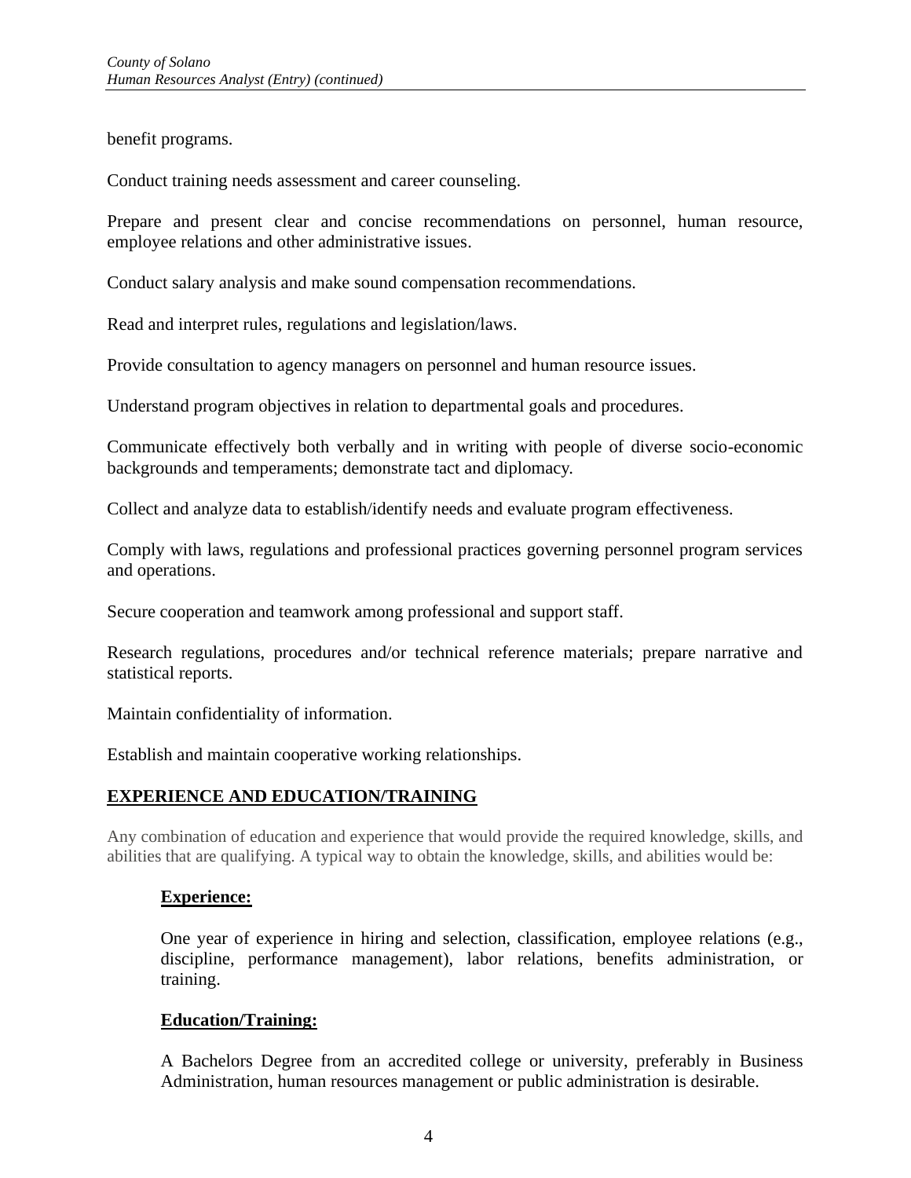benefit programs.

Conduct training needs assessment and career counseling.

Prepare and present clear and concise recommendations on personnel, human resource, employee relations and other administrative issues.

Conduct salary analysis and make sound compensation recommendations.

Read and interpret rules, regulations and legislation/laws.

Provide consultation to agency managers on personnel and human resource issues.

Understand program objectives in relation to departmental goals and procedures.

Communicate effectively both verbally and in writing with people of diverse socio-economic backgrounds and temperaments; demonstrate tact and diplomacy.

Collect and analyze data to establish/identify needs and evaluate program effectiveness.

Comply with laws, regulations and professional practices governing personnel program services and operations.

Secure cooperation and teamwork among professional and support staff.

Research regulations, procedures and/or technical reference materials; prepare narrative and statistical reports.

Maintain confidentiality of information.

Establish and maintain cooperative working relationships.

## EXPERIENCE AND EDUCATION/TRAINING

Any combination of education and experience that would provide the required knowledge, skills, and abilities that are qualifying. A typical way to obtain the knowledge, skills, and abilities would be:

### Experience:

One year of experience in hiring and selection, classification, employee relations (e.g., discipline, performance management), labor relations, benefits administration, or training.

### Education/Training:

A Bachelors Degree from an accredited college or university, preferably in Business Administration, human resources management or public administration is desirable.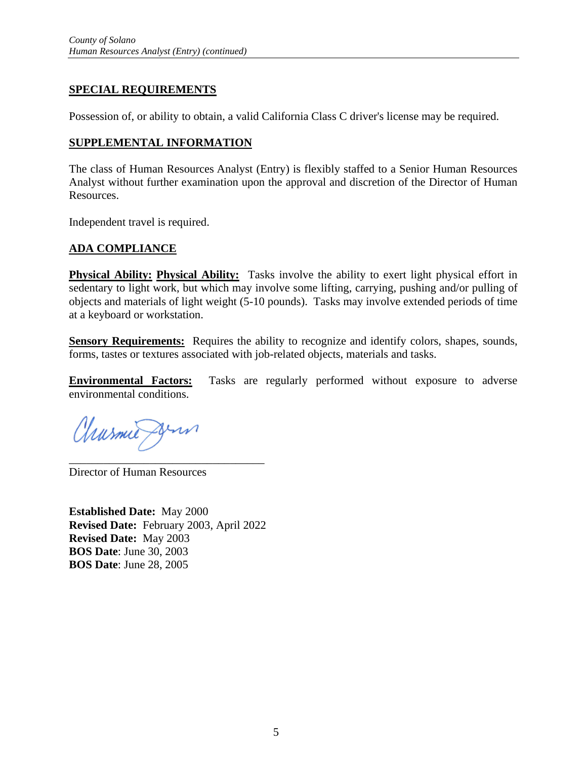## SPECIAL REQUIREMENTS

Possession of, or ability to obtain, a valid California Class C driver's license may be required.

## SUPPLEMENTAL INFORMATION

The class of Human Resources Analyst (Entry) is flexibly staffed to a Senior Human Resources Analyst without further examination upon the approval and discretion of the Director of Human Resources.

Independent travel is required.

## ADA COMPLIANCE

**Physical Ability:** **Physical Ability:** Tasks involve the ability to exert light physical effort in sedentary to light work, but which may involve some lifting, carrying, pushing and/or pulling of objects and materials of light weight (5-10 pounds). Tasks may involve extended periods of time at a keyboard or workstation.

**Sensory Requirements:** Requires the ability to recognize and identify colors, shapes, sounds, forms, tastes or textures associated with job-related objects, materials and tasks.

**Environmental Factors:** Tasks are regularly performed without exposure to adverse environmental conditions.

___________________________________

Director of Human Resources

**Established Date:** May 2000
**Revised Date:** February 2003, April 2022
**Revised Date:** May 2003
**BOS Date**: June 30, 2003
**BOS Date**: June 28, 2005